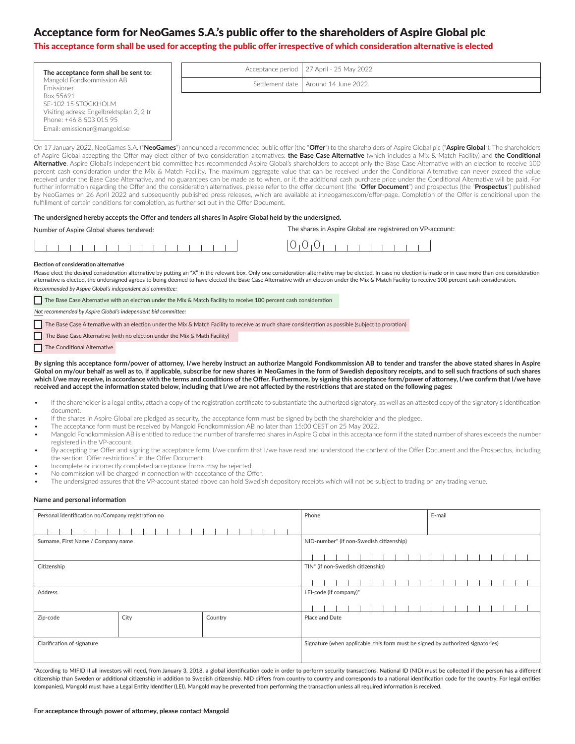# Acceptance form for NeoGames S.A.'s public offer to the shareholders of Aspire Global plc

**This acceptance form shall be used for accepting the public offer irrespective of which consideration alternative is elected**

**The acceptance form shall be sent to:**
Mangold Fondkommission AB
Emissioner
Box 55691
SE-102 15 STOCKHOLM
Visiting adress: Engelbrektsplan 2, 2 tr
Phone: +46 8 503 015 95
Email: emissioner@mangold.se

| Acceptance period | 27 April - 25 May 2022 |
|---|---|
| Settlement date | Around 14 June 2022 |

On 17 January 2022, NeoGames S.A. ("**NeoGames**") announced a recommended public offer (the "**Offer**") to the shareholders of Aspire Global plc ("**Aspire Global**"). The shareholders of Aspire Global accepting the Offer may elect either of two consideration alternatives: **the Base Case Alternative** (which includes a Mix & Match Facility) and **the Conditional Alternative**. Aspire Global's independent bid committee has recommended Aspire Global's shareholders to accept only the Base Case Alternative with an election to receive 100 percent cash consideration under the Mix & Match Facility. The maximum aggregate value that can be received under the Conditional Alternative can never exceed the value received under the Base Case Alternative, and no guarantees can be made as to when, or if, the additional cash purchase price under the Conditional Alternative will be paid. For further information regarding the Offer and the consideration alternatives, please refer to the offer document (the "**Offer Document**") and prospectus (the "**Prospectus**") published by NeoGames on 26 April 2022 and subsequently published press releases, which are available at ir.neogames.com/offer-page. Completion of the Offer is conditional upon the fulfillment of certain conditions for completion, as further set out in the Offer Document.

**The undersigned hereby accepts the Offer and tenders all shares in Aspire Global held by the undersigned.**

Number of Aspire Global shares tendered: | | | | | | | | | | | | | | | | | |

The shares in Aspire Global are registrered on VP-account: 0 0 0 | | | | | | | | |

**Election of consideration alternative**

Please elect the desired consideration alternative by putting an "X" in the relevant box. Only one consideration alternative may be elected. In case no election is made or in case more than one consideration alternative is elected, the undersigned agrees to being deemed to have elected the Base Case Alternative with an election under the Mix & Match Facility to receive 100 percent cash consideration.

*Recommended by Aspire Global's independent bid committee:*

☐ The Base Case Alternative with an election under the Mix & Match Facility to receive 100 percent cash consideration

*Not recommended by Aspire Global's independent bid committee:*

☐ The Base Case Alternative with an election under the Mix & Match Facility to receive as much share consideration as possible (subject to proration)

☐ The Base Case Alternative (with no election under the Mix & Math Facility)

☐ The Conditional Alternative

**By signing this acceptance form/power of attorney, I/we hereby instruct an authorize Mangold Fondkommission AB to tender and transfer the above stated shares in Aspire Global on my/our behalf as well as to, if applicable, subscribe for new shares in NeoGames in the form of Swedish depository receipts, and to sell such fractions of such shares which I/we may receive, in accordance with the terms and conditions of the Offer. Furthermore, by signing this acceptance form/power of attorney, I/we confirm that I/we have received and accept the information stated below, including that I/we are not affected by the restrictions that are stated on the following pages:**

- If the shareholder is a legal entity, attach a copy of the registration certificate to substantiate the authorized signatory, as well as an attested copy of the signatory's identification document.
- If the shares in Aspire Global are pledged as security, the acceptance form must be signed by both the shareholder and the pledgee.
- The acceptance form must be received by Mangold Fondkommission AB no later than 15:00 CEST on 25 May 2022.
- Mangold Fondkommission AB is entitled to reduce the number of transferred shares in Aspire Global in this acceptance form if the stated number of shares exceeds the number registered in the VP-account.
- By accepting the Offer and signing the acceptance form, I/we confirm that I/we have read and understood the content of the Offer Document and the Prospectus, including the section "Offer restrictions" in the Offer Document.
- Incomplete or incorrectly completed acceptance forms may be rejected.
- No commission will be charged in connection with acceptance of the Offer.
- The undersigned assures that the VP-account stated above can hold Swedish depository receipts which will not be subject to trading on any trading venue.

**Name and personal information**

| Personal identification no/Company registration no | | | Phone | E-mail |
|---|---|---|---|---|
| Surname, First Name / Company name | | | NID-number* (if non-Swedish citizenship) | |
| Citizenship | | | TIN* (if non-Swedish citizenship) | |
| Address | | | LEI-code (if company)* | |
| Zip-code | City | Country | Place and Date | |
| Clarification of signature | | | Signature (when applicable, this form must be signed by authorized signatories) | |

*According to MIFID II all investors will need, from January 3, 2018, a global identification code in order to perform security transactions. National ID (NID) must be collected if the person has a different citizenship than Sweden or additional citizenship in addition to Swedish citizenship. NID differs from country to country and corresponds to a national identification code for the country. For legal entities (companies), Mangold must have a Legal Entity Identifier (LEI). Mangold may be prevented from performing the transaction unless all required information is received.

**For acceptance through power of attorney, please contact Mangold**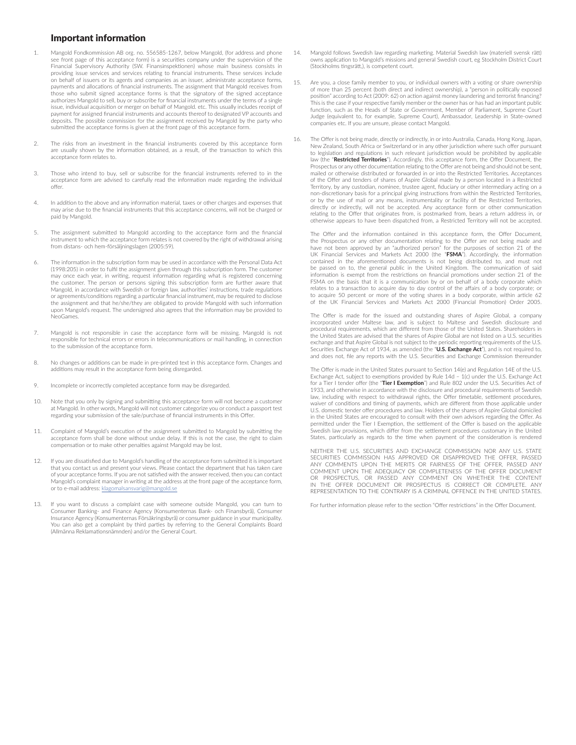## Important information

1. Mangold Fondkommission AB org. no. 556585-1267, below Mangold, (for address and phone see front page of this acceptance form) is a securities company under the supervision of the Financial Supervisory Authority (SW. Finansinspektionen) whose main business consists in providing issue services and services relating to financial instruments. These services include on behalf of issuers or its agents and companies as an issuer, administrate acceptance forms, payments and allocations of financial instruments. The assignment that Mangold receives from those who submit signed acceptance forms is that the signatory of the signed acceptance authorizes Mangold to sell, buy or subscribe for financial instruments under the terms of a single issue, individual acquisition or merger on behalf of Mangold. etc. This usually includes receipt of payment for assigned financial instruments and accounts thereof to designated VP accounts and deposits. The possible commission for the assignment received by Mangold by the party who submitted the acceptance forms is given at the front page of this acceptance form.

2. The risks from an investment in the financial instruments covered by this acceptance form are usually shown by the information obtained, as a result, of the transaction to which this acceptance form relates to.

3. Those who intend to buy, sell or subscribe for the financial instruments referred to in the acceptance form are advised to carefully read the information made regarding the individual offer.

4. In addition to the above and any information material, taxes or other charges and expenses that may arise due to the financial instruments that this acceptance concerns, will not be charged or paid by Mangold.

5. The assignment submitted to Mangold according to the acceptance form and the financial instrument to which the acceptance form relates to are not covered by the right of withdrawal arising from distans- och hem-försäljningslagen (2005:59).

6. The information in the subscription form may be used in accordance with the Personal Data Act (1998:205) in order to fulfil the assignment given through this subscription form. The customer may once each year, in writing, request information regarding what is registered concerning the customer. The person or persons signing this subscription form are further aware that Mangold, in accordance with Swedish or foreign law, authorities' instructions, trade regulations or agreements/conditions regarding a particular financial instrument, may be required to disclose the assignment and that he/she/they are obligated to provide Mangold with such information upon Mangold's request. The undersigned also agrees that the information may be provided to NeoGames.

7. Mangold is not responsible in case the acceptance form will be missing. Mangold is not responsible for technical errors or errors in telecommunications or mail handling, in connection to the submission of the acceptance form.

8. No changes or additions can be made in pre-printed text in this acceptance form. Changes and additions may result in the acceptance form being disregarded.

9. Incomplete or incorrectly completed acceptance form may be disregarded.

10. Note that you only by signing and submitting this acceptance form will not become a customer at Mangold. In other words, Mangold will not customer categorize you or conduct a passport test regarding your submission of the sale/purchase of financial instruments in this Offer.

11. Complaint of Mangold's execution of the assignment submitted to Mangold by submitting the acceptance form shall be done without undue delay. If this is not the case, the right to claim compensation or to make other penalties against Mangold may be lost.

12. If you are dissatisfied due to Mangold's handling of the acceptance form submitted it is important that you contact us and present your views. Please contact the department that has taken care of your acceptance forms. If you are not satisfied with the answer received, then you can contact Mangold's complaint manager in writing at the address at the front page of the acceptance form, or to e-mail address: klagomalsansvarig@mangold.se

13. If you want to discuss a complaint case with someone outside Mangold, you can turn to Consumer Banking- and Finance Agency (Konsumenternas Bank- och Finansbyrå), Consumer Insurance Agency (Konsumenternas Försäkringsbyrå) or consumer guidance in your municipality. You can also get a complaint by third parties by referring to the General Complaints Board (Allmänna Reklamationsnämnden) and/or the General Court.

14. Mangold follows Swedish law regarding marketing. Material Swedish law (materiell svensk rätt) owns application to Mangold's missions and general Swedish court, eg Stockholm District Court (Stockholms tingsrätt,), is competent court.

15. Are you, a close family member to you, or individual owners with a voting or share ownership of more than 25 percent (both direct and indirect ownership), a "person in politically exposed position" according to Act (2009: 62) on action against money laundering and terrorist financing? This is the case if your respective family member or the owner has or has had an important public function, such as the Heads of State or Government, Member of Parliament, Supreme Court Judge (equivalent to, for example, Supreme Court), Ambassador, Leadership in State-owned companies etc. If you are unsure, please contact Mangold.

16. The Offer is not being made, directly or indirectly, in or into Australia, Canada, Hong Kong, Japan, New Zealand, South Africa or Switzerland or in any other jurisdiction where such offer pursuant to legislation and regulations in such relevant jurisdiction would be prohibited by applicable law (the "**Restricted Territories**"). Accordingly, this acceptance form, the Offer Document, the Prospectus or any other documentation relating to the Offer are not being and should not be sent, mailed or otherwise distributed or forwarded in or into the Restricted Territories. Acceptances of the Offer and tenders of shares of Aspire Global made by a person located in a Restricted Territory, by any custodian, nominee, trustee agent, fiduciary or other intermediary acting on a non-discretionary basis for a principal giving instructions from within the Restricted Territories, or by the use of mail or any means, instrumentality or facility of the Restricted Territories, directly or indirectly, will not be accepted. Any acceptance form or other communication relating to the Offer that originates from, is postmarked from, bears a return address in, or otherwise appears to have been dispatched from, a Restricted Territory will not be accepted.

    The Offer and the information contained in this acceptance form, the Offer Document, the Prospectus or any other documentation relating to the Offer are not being made and have not been approved by an "authorized person" for the purposes of section 21 of the UK Financial Services and Markets Act 2000 (the "**FSMA**"). Accordingly, the information contained in the aforementioned documents is not being distributed to, and must not be passed on to, the general public in the United Kingdom. The communication of said information is exempt from the restrictions on financial promotions under section 21 of the FSMA on the basis that it is a communication by or on behalf of a body corporate which relates to a transaction to acquire day to day control of the affairs of a body corporate; or to acquire 50 percent or more of the voting shares in a body corporate, within article 62 of the UK Financial Services and Markets Act 2000 (Financial Promotion) Order 2005.

    The Offer is made for the issued and outstanding shares of Aspire Global, a company incorporated under Maltese law, and is subject to Maltese and Swedish disclosure and procedural requirements, which are different from those of the United States. Shareholders in the United States are advised that the shares of Aspire Global are not listed on a U.S. securities exchange and that Aspire Global is not subject to the periodic reporting requirements of the U.S. Securities Exchange Act of 1934, as amended (the "**U.S. Exchange Act**"), and is not required to, and does not, file any reports with the U.S. Securities and Exchange Commission thereunder

    The Offer is made in the United States pursuant to Section 14(e) and Regulation 14E of the U.S. Exchange Act, subject to exemptions provided by Rule 14d – 1(c) under the U.S. Exchange Act for a Tier I tender offer (the "**Tier I Exemption**") and Rule 802 under the U.S. Securities Act of 1933, and otherwise in accordance with the disclosure and procedural requirements of Swedish law, including with respect to withdrawal rights, the Offer timetable, settlement procedures, waiver of conditions and timing of payments, which are different from those applicable under U.S. domestic tender offer procedures and law. Holders of the shares of Aspire Global domiciled in the United States are encouraged to consult with their own advisors regarding the Offer. As permitted under the Tier I Exemption, the settlement of the Offer is based on the applicable Swedish law provisions, which differ from the settlement procedures customary in the United States, particularly as regards to the time when payment of the consideration is rendered

    NEITHER THE U.S. SECURITIES AND EXCHANGE COMMISSION NOR ANY U.S. STATE SECURITIES COMMISSION HAS APPROVED OR DISAPPROVED THE OFFER, PASSED ANY COMMENTS UPON THE MERITS OR FAIRNESS OF THE OFFER, PASSED ANY COMMENT UPON THE ADEQUACY OR COMPLETENESS OF THE OFFER DOCUMENT OR PROSPECTUS, OR PASSED ANY COMMENT ON WHETHER THE CONTENT IN THE OFFER DOCUMENT OR PROSPECTUS IS CORRECT OR COMPLETE. ANY REPRESENTATION TO THE CONTRARY IS A CRIMINAL OFFENCE IN THE UNITED STATES.

    For further information please refer to the section "Offer restrictions" in the Offer Document.